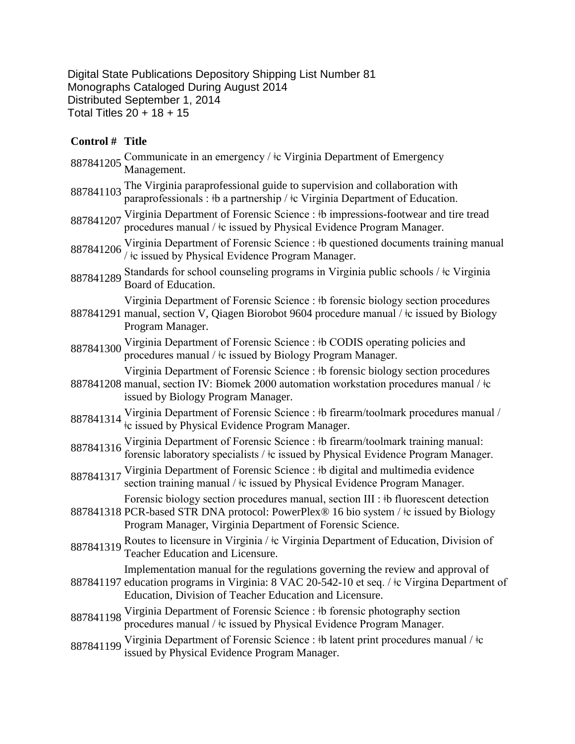Digital State Publications Depository Shipping List Number 81
Monographs Cataloged During August 2014
Distributed September 1, 2014
Total Titles 20 + 18 + 15

| Control # | Title |
|---|---|
| 887841205 | Communicate in an emergency / ǂc Virginia Department of Emergency Management. |
| 887841103 | The Virginia paraprofessional guide to supervision and collaboration with paraprofessionals : ǂb a partnership / ǂc Virginia Department of Education. |
| 887841207 | Virginia Department of Forensic Science : ǂb impressions-footwear and tire tread procedures manual / ǂc issued by Physical Evidence Program Manager. |
| 887841206 | Virginia Department of Forensic Science : ǂb questioned documents training manual / ǂc issued by Physical Evidence Program Manager. |
| 887841289 | Standards for school counseling programs in Virginia public schools / ǂc Virginia Board of Education. |
| 887841291 | Virginia Department of Forensic Science : ǂb forensic biology section procedures manual, section V, Qiagen Biorobot 9604 procedure manual / ǂc issued by Biology Program Manager. |
| 887841300 | Virginia Department of Forensic Science : ǂb CODIS operating policies and procedures manual / ǂc issued by Biology Program Manager. |
| 887841208 | Virginia Department of Forensic Science : ǂb forensic biology section procedures manual, section IV: Biomek 2000 automation workstation procedures manual / ǂc issued by Biology Program Manager. |
| 887841314 | Virginia Department of Forensic Science : ǂb firearm/toolmark procedures manual / ǂc issued by Physical Evidence Program Manager. |
| 887841316 | Virginia Department of Forensic Science : ǂb firearm/toolmark training manual: forensic laboratory specialists / ǂc issued by Physical Evidence Program Manager. |
| 887841317 | Virginia Department of Forensic Science : ǂb digital and multimedia evidence section training manual / ǂc issued by Physical Evidence Program Manager. |
| 887841318 | Forensic biology section procedures manual, section III : ǂb fluorescent detection PCR-based STR DNA protocol: PowerPlex® 16 bio system / ǂc issued by Biology Program Manager, Virginia Department of Forensic Science. |
| 887841319 | Routes to licensure in Virginia / ǂc Virginia Department of Education, Division of Teacher Education and Licensure. |
| 887841197 | Implementation manual for the regulations governing the review and approval of education programs in Virginia: 8 VAC 20-542-10 et seq. / ǂc Virgina Department of Education, Division of Teacher Education and Licensure. |
| 887841198 | Virginia Department of Forensic Science : ǂb forensic photography section procedures manual / ǂc issued by Physical Evidence Program Manager. |
| 887841199 | Virginia Department of Forensic Science : ǂb latent print procedures manual / ǂc issued by Physical Evidence Program Manager. |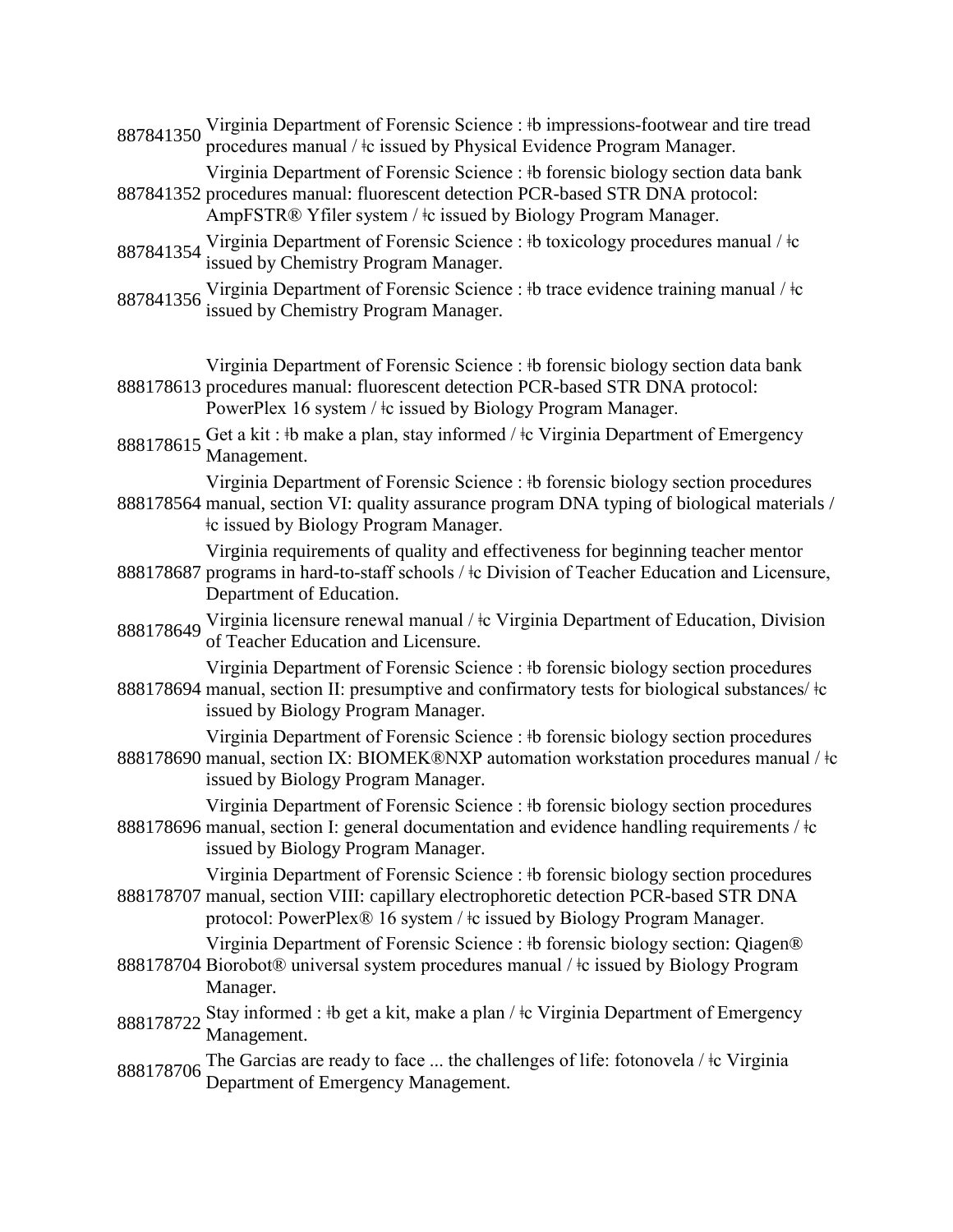887841350 Virginia Department of Forensic Science : ǂb impressions-footwear and tire tread procedures manual / ǂc issued by Physical Evidence Program Manager.

887841352 Virginia Department of Forensic Science : ǂb forensic biology section data bank procedures manual: fluorescent detection PCR-based STR DNA protocol: AmpFSTR® Yfiler system / ǂc issued by Biology Program Manager.

887841354 Virginia Department of Forensic Science : ǂb toxicology procedures manual / ǂc issued by Chemistry Program Manager.

887841356 Virginia Department of Forensic Science : ǂb trace evidence training manual / ǂc issued by Chemistry Program Manager.

888178613 Virginia Department of Forensic Science : ǂb forensic biology section data bank procedures manual: fluorescent detection PCR-based STR DNA protocol: PowerPlex 16 system / ǂc issued by Biology Program Manager.

888178615 Get a kit : ǂb make a plan, stay informed / ǂc Virginia Department of Emergency Management.

888178564 Virginia Department of Forensic Science : ǂb forensic biology section procedures manual, section VI: quality assurance program DNA typing of biological materials / ǂc issued by Biology Program Manager.

888178687 Virginia requirements of quality and effectiveness for beginning teacher mentor programs in hard-to-staff schools / ǂc Division of Teacher Education and Licensure, Department of Education.

888178649 Virginia licensure renewal manual / ǂc Virginia Department of Education, Division of Teacher Education and Licensure.

888178694 Virginia Department of Forensic Science : ǂb forensic biology section procedures manual, section II: presumptive and confirmatory tests for biological substances/ ǂc issued by Biology Program Manager.

888178690 Virginia Department of Forensic Science : ǂb forensic biology section procedures manual, section IX: BIOMEK®NXP automation workstation procedures manual / ǂc issued by Biology Program Manager.

888178696 Virginia Department of Forensic Science : ǂb forensic biology section procedures manual, section I: general documentation and evidence handling requirements / ǂc issued by Biology Program Manager.

888178707 Virginia Department of Forensic Science : ǂb forensic biology section procedures manual, section VIII: capillary electrophoretic detection PCR-based STR DNA protocol: PowerPlex® 16 system / ǂc issued by Biology Program Manager.

888178704 Virginia Department of Forensic Science : ǂb forensic biology section: Qiagen® Biorobot® universal system procedures manual / ǂc issued by Biology Program Manager.

888178722 Stay informed : ǂb get a kit, make a plan / ǂc Virginia Department of Emergency Management.

888178706 The Garcias are ready to face ... the challenges of life: fotonovela / ǂc Virginia Department of Emergency Management.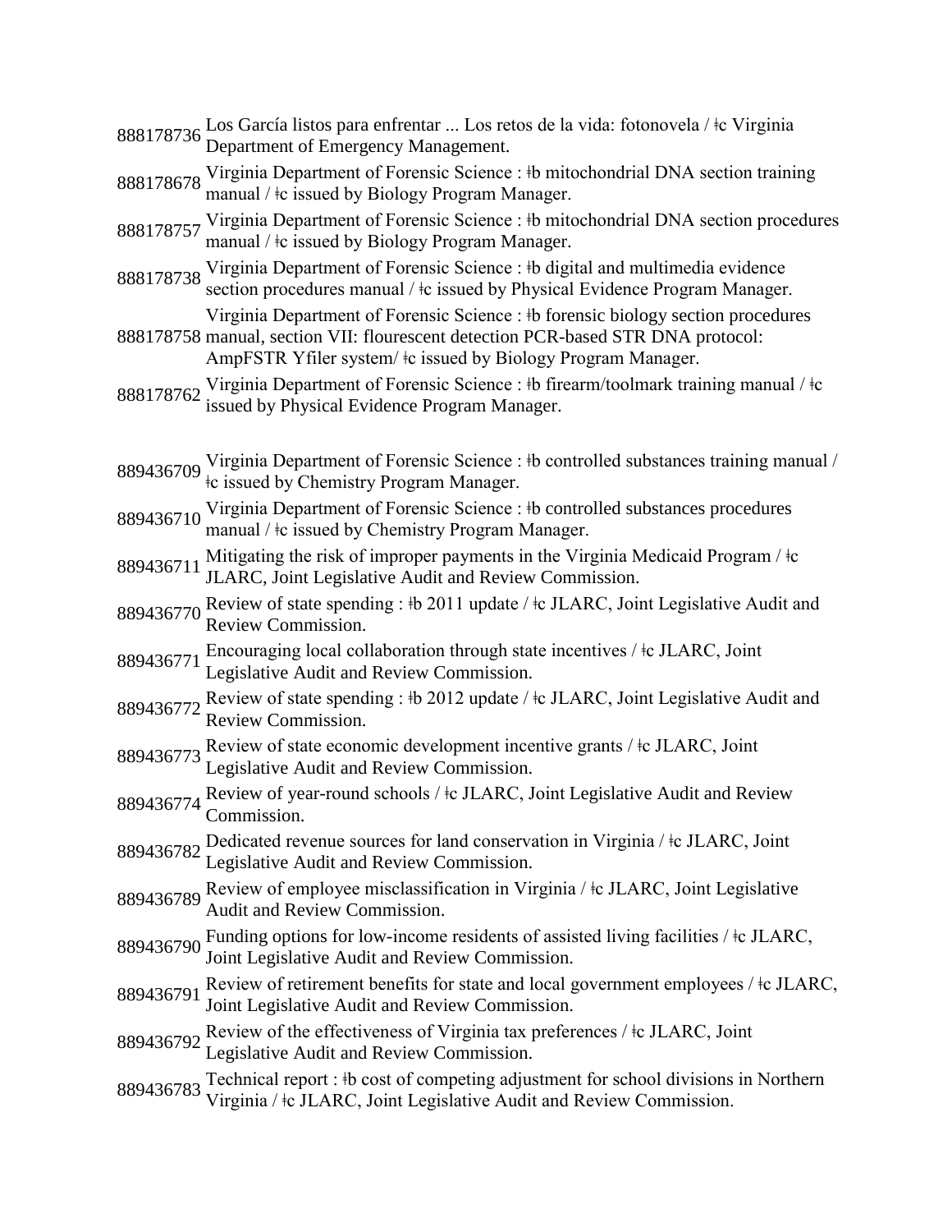888178736 Los García listos para enfrentar ... Los retos de la vida: fotonovela / ǂc Virginia Department of Emergency Management.

888178678 Virginia Department of Forensic Science : ǂb mitochondrial DNA section training manual / ǂc issued by Biology Program Manager.

888178757 Virginia Department of Forensic Science : ǂb mitochondrial DNA section procedures manual / ǂc issued by Biology Program Manager.

888178738 Virginia Department of Forensic Science : ǂb digital and multimedia evidence section procedures manual / ǂc issued by Physical Evidence Program Manager.

888178758 Virginia Department of Forensic Science : ǂb forensic biology section procedures manual, section VII: flourescent detection PCR-based STR DNA protocol: AmpFSTR Yfiler system/ ǂc issued by Biology Program Manager.

888178762 Virginia Department of Forensic Science : ǂb firearm/toolmark training manual / ǂc issued by Physical Evidence Program Manager.

889436709 Virginia Department of Forensic Science : ǂb controlled substances training manual / ǂc issued by Chemistry Program Manager.

889436710 Virginia Department of Forensic Science : ǂb controlled substances procedures manual / ǂc issued by Chemistry Program Manager.

889436711 Mitigating the risk of improper payments in the Virginia Medicaid Program / ǂc JLARC, Joint Legislative Audit and Review Commission.

889436770 Review of state spending : ǂb 2011 update / ǂc JLARC, Joint Legislative Audit and Review Commission.

889436771 Encouraging local collaboration through state incentives / ǂc JLARC, Joint Legislative Audit and Review Commission.

889436772 Review of state spending : ǂb 2012 update / ǂc JLARC, Joint Legislative Audit and Review Commission.

889436773 Review of state economic development incentive grants / ǂc JLARC, Joint Legislative Audit and Review Commission.

889436774 Review of year-round schools / ǂc JLARC, Joint Legislative Audit and Review Commission.

889436782 Dedicated revenue sources for land conservation in Virginia / ǂc JLARC, Joint Legislative Audit and Review Commission.

889436789 Review of employee misclassification in Virginia / ǂc JLARC, Joint Legislative Audit and Review Commission.

889436790 Funding options for low-income residents of assisted living facilities / ǂc JLARC, Joint Legislative Audit and Review Commission.

889436791 Review of retirement benefits for state and local government employees / ǂc JLARC, Joint Legislative Audit and Review Commission.

889436792 Review of the effectiveness of Virginia tax preferences / ǂc JLARC, Joint Legislative Audit and Review Commission.

889436783 Technical report : ǂb cost of competing adjustment for school divisions in Northern Virginia / ǂc JLARC, Joint Legislative Audit and Review Commission.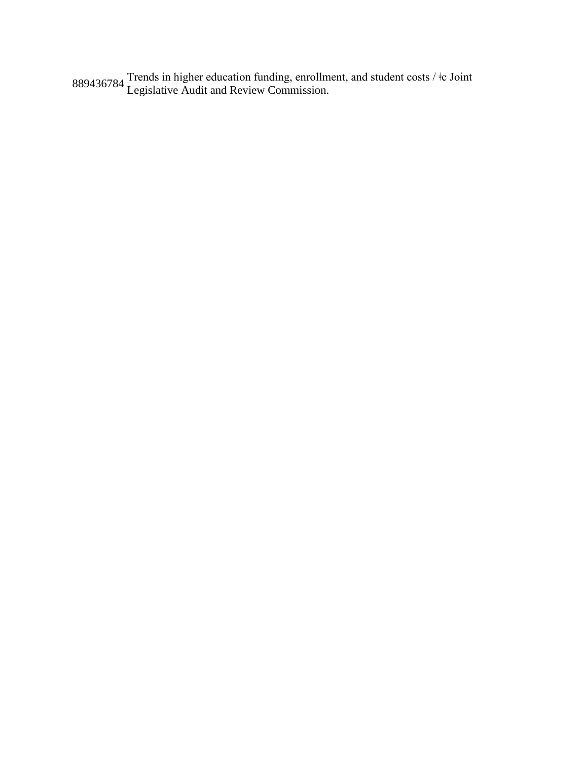889436784 Trends in higher education funding, enrollment, and student costs / ‡c Joint Legislative Audit and Review Commission.